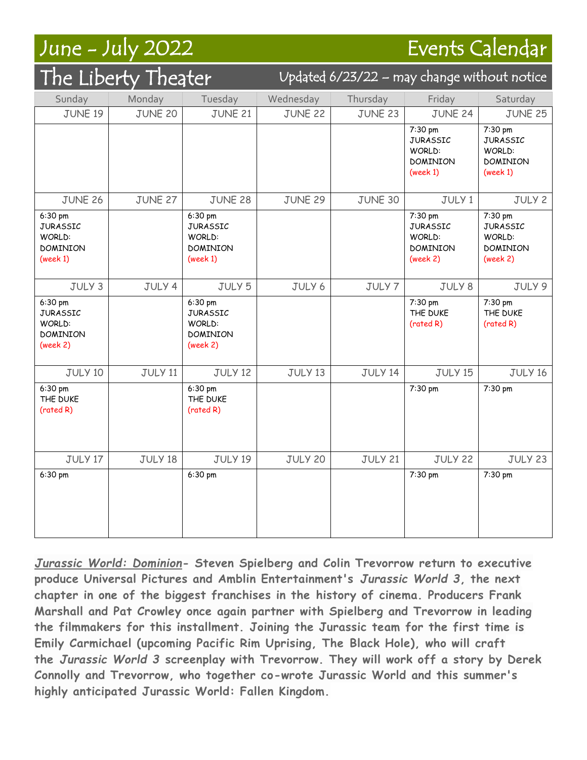# June - July 2022 Events Calendar

## The Liberty Theater

Updated 6/23/22 – may change without notice

| Sunday | Monday | Tuesday | Wednesday | Thursday | Friday | Saturday |
|---|---|---|---|---|---|---|
| JUNE 19 | JUNE 20 | JUNE 21 | JUNE 22 | JUNE 23 | JUNE 24 | JUNE 25 |
| | | | | | 7:30 pm JURASSIC WORLD: DOMINION (week 1) | 7:30 pm JURASSIC WORLD: DOMINION (week 1) |
| JUNE 26 | JUNE 27 | JUNE 28 | JUNE 29 | JUNE 30 | JULY 1 | JULY 2 |
| 6:30 pm JURASSIC WORLD: DOMINION (week 1) | | 6:30 pm JURASSIC WORLD: DOMINION (week 1) | | | 7:30 pm JURASSIC WORLD: DOMINION (week 2) | 7:30 pm JURASSIC WORLD: DOMINION (week 2) |
| JULY 3 | JULY 4 | JULY 5 | JULY 6 | JULY 7 | JULY 8 | JULY 9 |
| 6:30 pm JURASSIC WORLD: DOMINION (week 2) | | 6:30 pm JURASSIC WORLD: DOMINION (week 2) | | | 7:30 pm THE DUKE (rated R) | 7:30 pm THE DUKE (rated R) |
| JULY 10 | JULY 11 | JULY 12 | JULY 13 | JULY 14 | JULY 15 | JULY 16 |
| 6:30 pm THE DUKE (rated R) | | 6:30 pm THE DUKE (rated R) | | | 7:30 pm | 7:30 pm |
| JULY 17 | JULY 18 | JULY 19 | JULY 20 | JULY 21 | JULY 22 | JULY 23 |
| 6:30 pm | | 6:30 pm | | | 7:30 pm | 7:30 pm |

**_Jurassic World: Dominion_- Steven Spielberg and Colin Trevorrow return to executive produce Universal Pictures and Amblin Entertainment's _Jurassic World 3_, the next chapter in one of the biggest franchises in the history of cinema. Producers Frank Marshall and Pat Crowley once again partner with Spielberg and Trevorrow in leading the filmmakers for this installment. Joining the Jurassic team for the first time is Emily Carmichael (upcoming Pacific Rim Uprising, The Black Hole), who will craft the _Jurassic World 3_ screenplay with Trevorrow. They will work off a story by Derek Connolly and Trevorrow, who together co-wrote Jurassic World and this summer's highly anticipated Jurassic World: Fallen Kingdom.**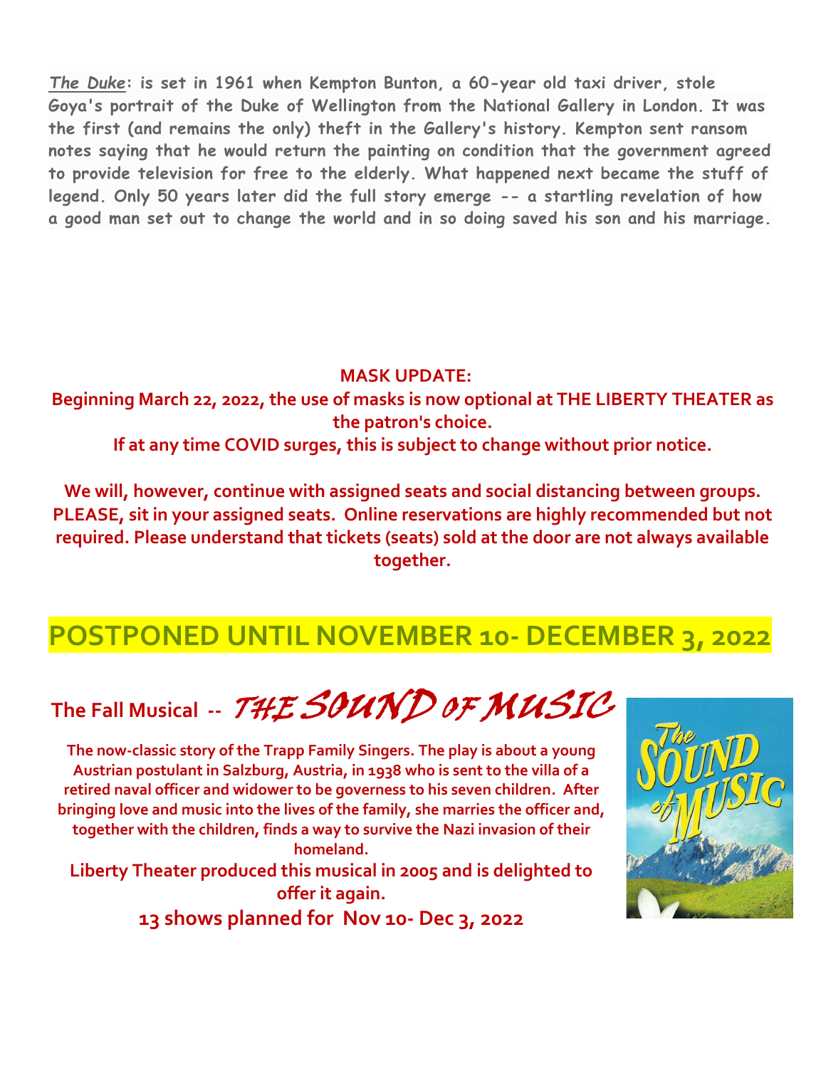*The Duke*: is set in 1961 when Kempton Bunton, a 60-year old taxi driver, stole Goya's portrait of the Duke of Wellington from the National Gallery in London. It was the first (and remains the only) theft in the Gallery's history. Kempton sent ransom notes saying that he would return the painting on condition that the government agreed to provide television for free to the elderly. What happened next became the stuff of legend. Only 50 years later did the full story emerge -- a startling revelation of how a good man set out to change the world and in so doing saved his son and his marriage.

**MASK UPDATE:**

**Beginning March 22, 2022, the use of masks is now optional at THE LIBERTY THEATER as the patron's choice.**

**If at any time COVID surges, this is subject to change without prior notice.**

**We will, however, continue with assigned seats and social distancing between groups. PLEASE, sit in your assigned seats. Online reservations are highly recommended but not required. Please understand that tickets (seats) sold at the door are not always available together.**

## POSTPONED UNTIL NOVEMBER 10- DECEMBER 3, 2022

## The Fall Musical -- *THE SOUND OF MUSIC*

**The now-classic story of the Trapp Family Singers. The play is about a young Austrian postulant in Salzburg, Austria, in 1938 who is sent to the villa of a retired naval officer and widower to be governess to his seven children. After bringing love and music into the lives of the family, she marries the officer and, together with the children, finds a way to survive the Nazi invasion of their homeland.**

**Liberty Theater produced this musical in 2005 and is delighted to offer it again.**

**13 shows planned for Nov 10- Dec 3, 2022**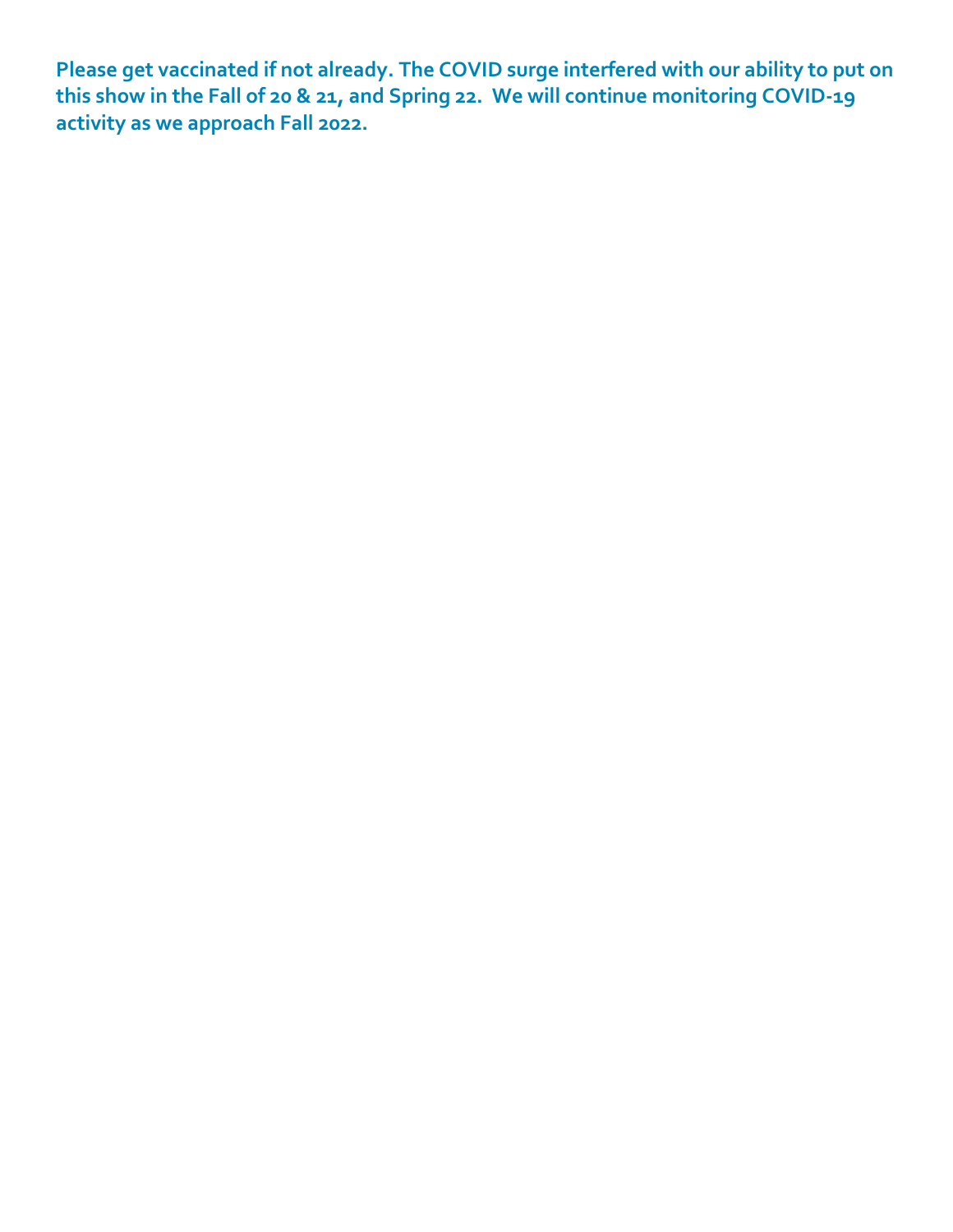**Please get vaccinated if not already. The COVID surge interfered with our ability to put on this show in the Fall of 20 & 21, and Spring 22.  We will continue monitoring COVID-19 activity as we approach Fall 2022.**